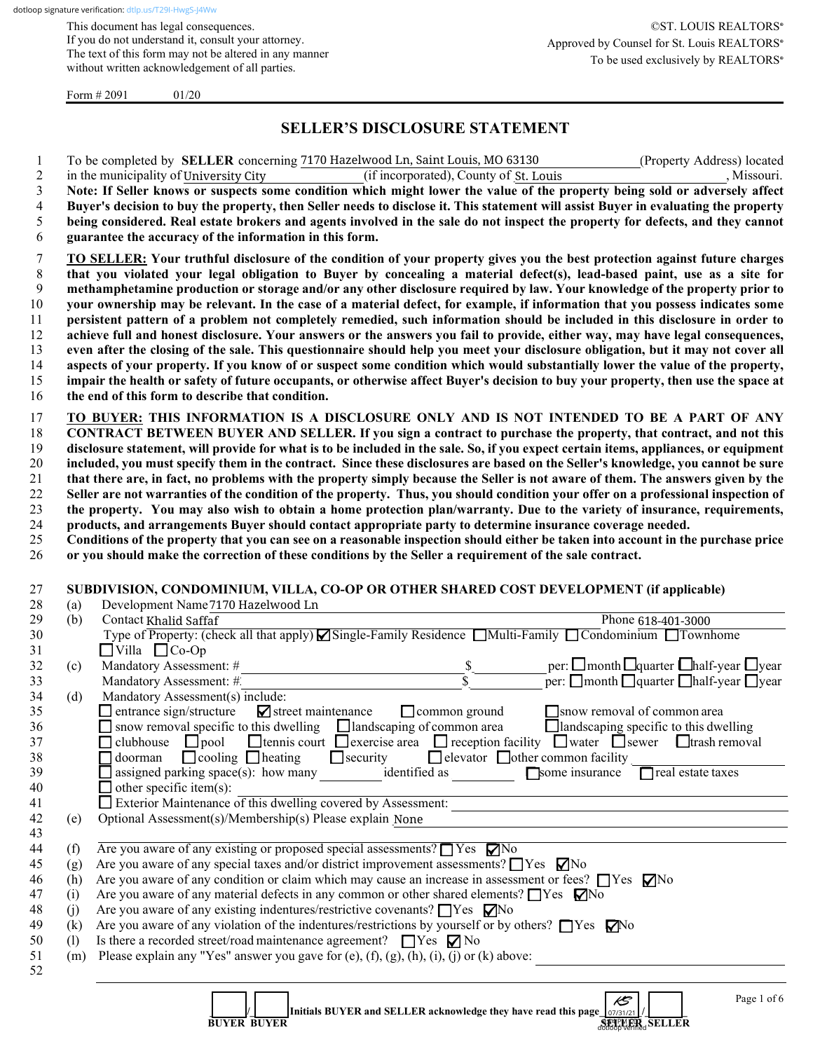dotloop signature verification: dtlp.us/T29I-HwgS-J4Ww

This document has legal consequences.
If you do not understand it, consult your attorney.
The text of this form may not be altered in any manner
without written acknowledgement of all parties.

©ST. LOUIS REALTORS®
Approved by Counsel for St. Louis REALTORS®
To be used exclusively by REALTORS®

Form # 2091 01/20

# SELLER'S DISCLOSURE STATEMENT

1 To be completed by **SELLER** concerning 7170 Hazelwood Ln, Saint Louis, MO 63130 (Property Address) located
2 in the municipality of University City (if incorporated), County of St. Louis, Missouri.
3 **Note: If Seller knows or suspects some condition which might lower the value of the property being sold or adversely affect**
4 **Buyer's decision to buy the property, then Seller needs to disclose it. This statement will assist Buyer in evaluating the property**
5 **being considered. Real estate brokers and agents involved in the sale do not inspect the property for defects, and they cannot**
6 **guarantee the accuracy of the information in this form.**

7 **<u>TO SELLER:</u> Your truthful disclosure of the condition of your property gives you the best protection against future charges**
8 **that you violated your legal obligation to Buyer by concealing a material defect(s), lead-based paint, use as a site for**
9 **methamphetamine production or storage and/or any other disclosure required by law. Your knowledge of the property prior to**
10 **your ownership may be relevant. In the case of a material defect, for example, if information that you possess indicates some**
11 **persistent pattern of a problem not completely remedied, such information should be included in this disclosure in order to**
12 **achieve full and honest disclosure. Your answers or the answers you fail to provide, either way, may have legal consequences,**
13 **even after the closing of the sale. This questionnaire should help you meet your disclosure obligation, but it may not cover all**
14 **aspects of your property. If you know of or suspect some condition which would substantially lower the value of the property,**
15 **impair the health or safety of future occupants, or otherwise affect Buyer's decision to buy your property, then use the space at**
16 **the end of this form to describe that condition.**

17 **<u>TO BUYER:</u> THIS INFORMATION IS A DISCLOSURE ONLY AND IS NOT INTENDED TO BE A PART OF ANY**
18 **CONTRACT BETWEEN BUYER AND SELLER. If you sign a contract to purchase the property, that contract, and not this**
19 **disclosure statement, will provide for what is to be included in the sale. So, if you expect certain items, appliances, or equipment**
20 **included, you must specify them in the contract. Since these disclosures are based on the Seller's knowledge, you cannot be sure**
21 **that there are, in fact, no problems with the property simply because the Seller is not aware of them. The answers given by the**
22 **Seller are not warranties of the condition of the property. Thus, you should condition your offer on a professional inspection of**
23 **the property. You may also wish to obtain a home protection plan/warranty. Due to the variety of insurance, requirements,**
24 **products, and arrangements Buyer should contact appropriate party to determine insurance coverage needed.**
25 **Conditions of the property that you can see on a reasonable inspection should either be taken into account in the purchase price**
26 **or you should make the correction of these conditions by the Seller a requirement of the sale contract.**

27 **SUBDIVISION, CONDOMINIUM, VILLA, CO-OP OR OTHER SHARED COST DEVELOPMENT (if applicable)**
28 (a) Development Name 7170 Hazelwood Ln
29 (b) Contact Khalid Saffaf Phone 618-401-3000
30 Type of Property: (check all that apply) ☑ Single-Family Residence ☐ Multi-Family ☐ Condominium ☐ Townhome
31 ☐ Villa ☐ Co-Op
32 (c) Mandatory Assessment: # ______ $______ per: ☐ month ☐ quarter ☐ half-year ☐ year
33 Mandatory Assessment: # ______ $______ per: ☐ month ☐ quarter ☐ half-year ☐ year
34 (d) Mandatory Assessment(s) include:
35 ☐ entrance sign/structure ☑ street maintenance ☐ common ground ☐ snow removal of common area
36 ☐ snow removal specific to this dwelling ☐ landscaping of common area ☐ landscaping specific to this dwelling
37 ☐ clubhouse ☐ pool ☐ tennis court ☐ exercise area ☐ reception facility ☐ water ☐ sewer ☐ trash removal
38 ☐ doorman ☐ cooling ☐ heating ☐ security ☐ elevator ☐ other common facility ______
39 ☐ assigned parking space(s): how many ______ identified as ______ ☐ some insurance ☐ real estate taxes
40 ☐ other specific item(s): ______
41 ☐ Exterior Maintenance of this dwelling covered by Assessment: ______
42 (e) Optional Assessment(s)/Membership(s) Please explain None
43
44 (f) Are you aware of any existing or proposed special assessments? ☐ Yes ☑ No
45 (g) Are you aware of any special taxes and/or district improvement assessments? ☐ Yes ☑ No
46 (h) Are you aware of any condition or claim which may cause an increase in assessment or fees? ☐ Yes ☑ No
47 (i) Are you aware of any material defects in any common or other shared elements? ☐ Yes ☑ No
48 (j) Are you aware of any existing indentures/restrictive covenants? ☐ Yes ☑ No
49 (k) Are you aware of any violation of the indentures/restrictions by yourself or by others? ☐ Yes ☑ No
50 (l) Is there a recorded street/road maintenance agreement? ☐ Yes ☑ No
51 (m) Please explain any "Yes" answer you gave for (e), (f), (g), (h), (i), (j) or (k) above: ______
52

____/____ **Initials BUYER and SELLER acknowledge they have read this page** KS 07/31/21 (dotloop verified) /____
**BUYER BUYER** **SELLER SELLER**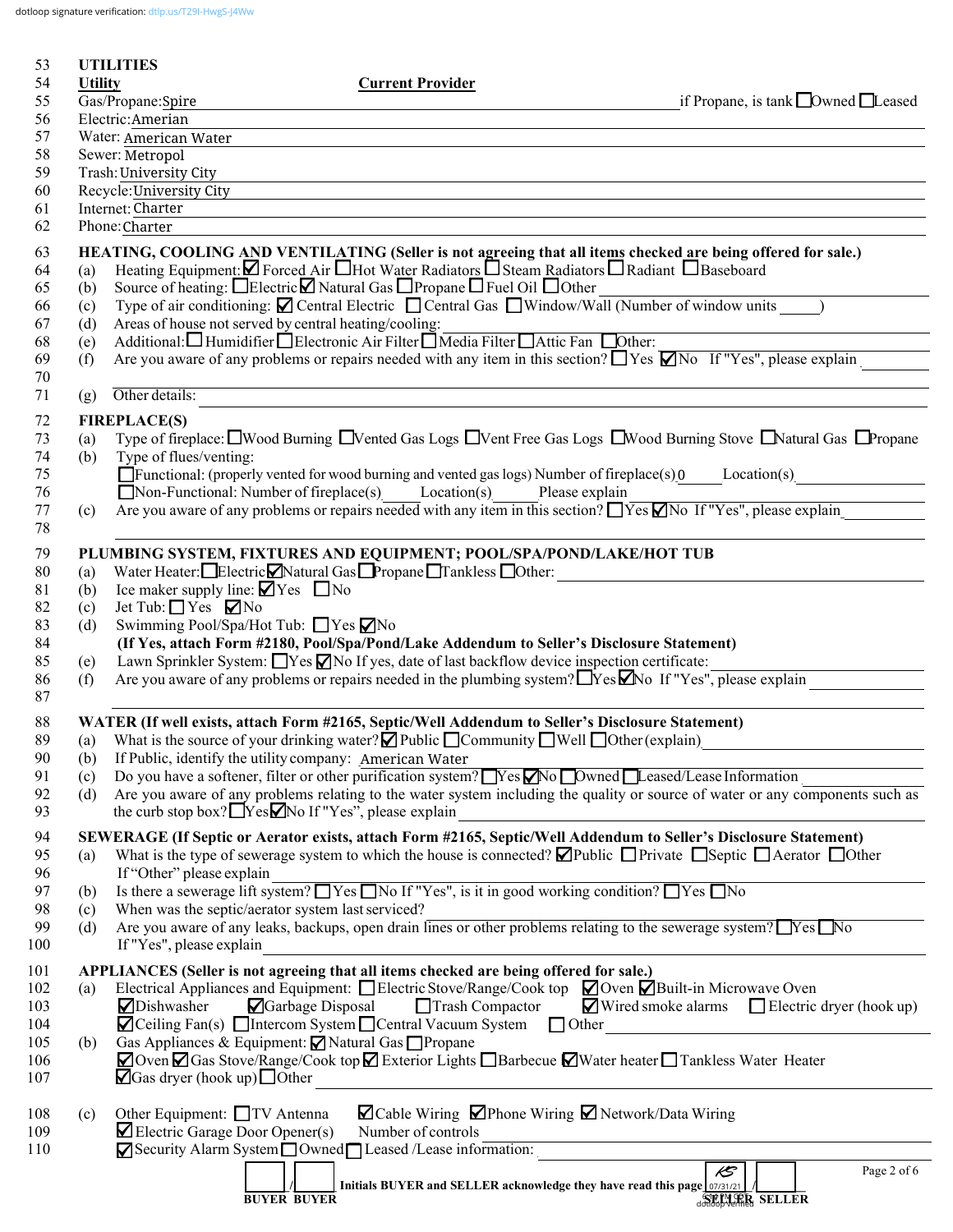dotloop signature verification: dtlp.us/T29I-HwgS-J4Ww

53 **UTILITIES**

54 **Utility** **Current Provider**

55 Gas/Propane: Spire if Propane, is tank ☐ Owned ☐ Leased

56 Electric: Amerian

57 Water: American Water

58 Sewer: Metropol

59 Trash: University City

60 Recycle: University City

61 Internet: Charter

62 Phone: Charter

63 **HEATING, COOLING AND VENTILATING (Seller is not agreeing that all items checked are being offered for sale.)**

64 (a) Heating Equipment: ☑ Forced Air ☐ Hot Water Radiators ☐ Steam Radiators ☐ Radiant ☐ Baseboard

65 (b) Source of heating: ☐ Electric ☑ Natural Gas ☐ Propane ☐ Fuel Oil ☐ Other

66 (c) Type of air conditioning: ☑ Central Electric ☐ Central Gas ☐ Window/Wall (Number of window units \_\_\_\_\_)

67 (d) Areas of house not served by central heating/cooling:

68 (e) Additional: ☐ Humidifier ☐ Electronic Air Filter ☐ Media Filter ☐ Attic Fan ☐ Other:

69 (f) Are you aware of any problems or repairs needed with any item in this section? ☐ Yes ☑ No If "Yes", please explain

70

71 (g) Other details:

72 **FIREPLACE(S)**

73 (a) Type of fireplace: ☐ Wood Burning ☐ Vented Gas Logs ☐ Vent Free Gas Logs ☐ Wood Burning Stove ☐ Natural Gas ☐ Propane

74 (b) Type of flues/venting:

75 ☐ Functional: (properly vented for wood burning and vented gas logs) Number of fireplace(s) 0 Location(s)

76 ☐ Non-Functional: Number of fireplace(s) \_\_\_\_\_ Location(s) \_\_\_\_\_ Please explain

77 (c) Are you aware of any problems or repairs needed with any item in this section? ☐ Yes ☑ No If "Yes", please explain

78

79 **PLUMBING SYSTEM, FIXTURES AND EQUIPMENT; POOL/SPA/POND/LAKE/HOT TUB**

80 (a) Water Heater: ☐ Electric ☑ Natural Gas ☐ Propane ☐ Tankless ☐ Other:

81 (b) Ice maker supply line: ☑ Yes ☐ No

82 (c) Jet Tub: ☐ Yes ☑ No

83 (d) Swimming Pool/Spa/Hot Tub: ☐ Yes ☑ No

84 **(If Yes, attach Form #2180, Pool/Spa/Pond/Lake Addendum to Seller's Disclosure Statement)**

85 (e) Lawn Sprinkler System: ☐ Yes ☑ No If yes, date of last backflow device inspection certificate:

86 (f) Are you aware of any problems or repairs needed in the plumbing system? ☐ Yes ☑ No If "Yes", please explain

87

88 **WATER (If well exists, attach Form #2165, Septic/Well Addendum to Seller's Disclosure Statement)**

89 (a) What is the source of your drinking water? ☑ Public ☐ Community ☐ Well ☐ Other (explain)

90 (b) If Public, identify the utility company: American Water

91 (c) Do you have a softener, filter or other purification system? ☐ Yes ☑ No ☐ Owned ☐ Leased/Lease Information

92 (d) Are you aware of any problems relating to the water system including the quality or source of water or any components such as

93 the curb stop box? ☐ Yes ☑ No If "Yes", please explain

94 **SEWERAGE (If Septic or Aerator exists, attach Form #2165, Septic/Well Addendum to Seller's Disclosure Statement)**

95 (a) What is the type of sewerage system to which the house is connected? ☑ Public ☐ Private ☐ Septic ☐ Aerator ☐ Other

96 If "Other" please explain

97 (b) Is there a sewerage lift system? ☐ Yes ☐ No If "Yes", is it in good working condition? ☐ Yes ☐ No

98 (c) When was the septic/aerator system last serviced?

99 (d) Are you aware of any leaks, backups, open drain lines or other problems relating to the sewerage system? ☐ Yes ☐ No

100 If "Yes", please explain

101 **APPLIANCES (Seller is not agreeing that all items checked are being offered for sale.)**

102 (a) Electrical Appliances and Equipment: ☐ Electric Stove/Range/Cook top ☑ Oven ☑ Built-in Microwave Oven

103 ☑ Dishwasher ☑ Garbage Disposal ☐ Trash Compactor ☑ Wired smoke alarms ☐ Electric dryer (hook up)

104 ☑ Ceiling Fan(s) ☐ Intercom System ☐ Central Vacuum System ☐ Other

105 (b) Gas Appliances & Equipment: ☑ Natural Gas ☐ Propane

106 ☑ Oven ☑ Gas Stove/Range/Cook top ☑ Exterior Lights ☐ Barbecue ☑ Water heater ☐ Tankless Water Heater

107 ☑ Gas dryer (hook up) ☐ Other

108 (c) Other Equipment: ☐ TV Antenna ☑ Cable Wiring ☑ Phone Wiring ☑ Network/Data Wiring

109 ☑ Electric Garage Door Opener(s) Number of controls

110 ☑ Security Alarm System ☐ Owned ☐ Leased /Lease information:

\_\_\_\_\_ / \_\_\_\_\_ **Initials BUYER and SELLER acknowledge they have read this page** KS 07/31/21 / \_\_\_\_\_

**BUYER BUYER** **SELLER SELLER**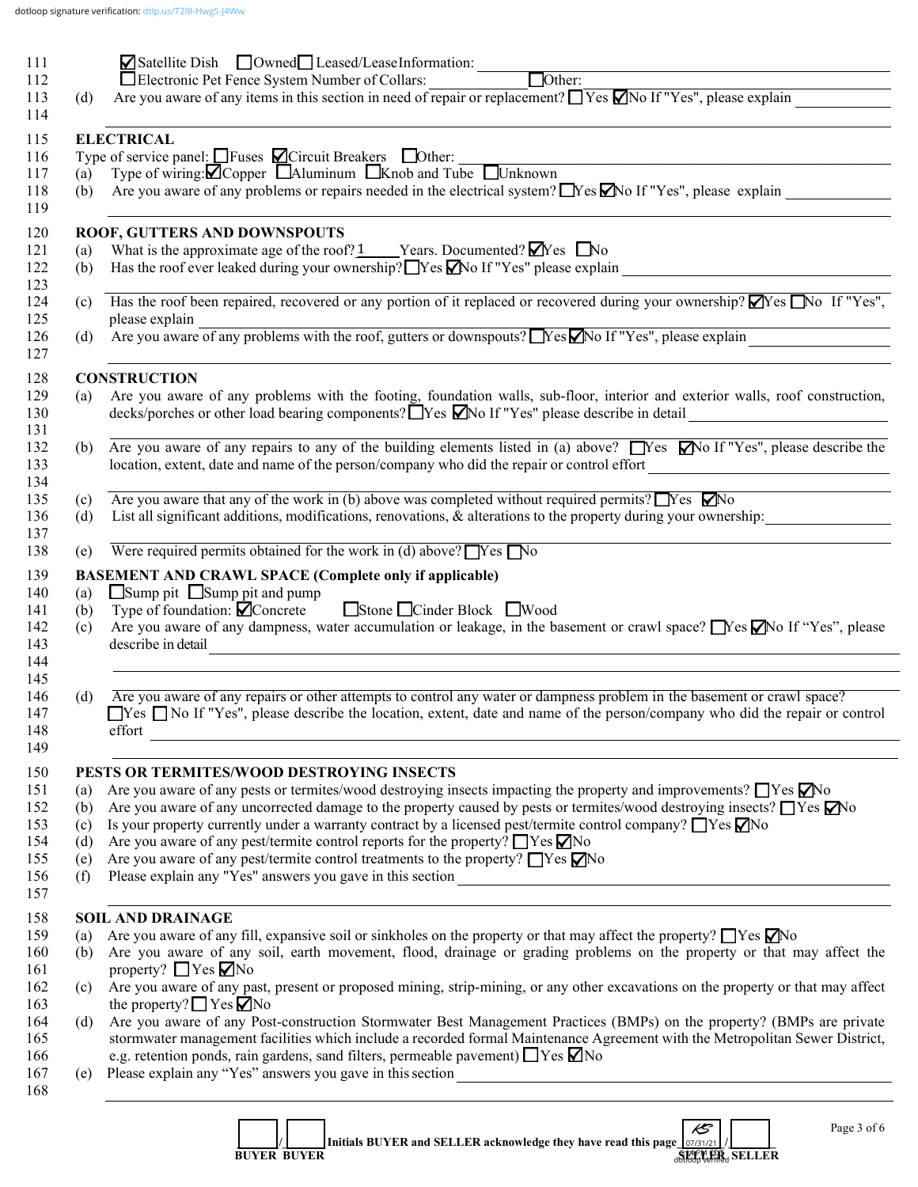☑ Satellite Dish ☐ Owned ☐ Leased/Lease Information: \_\_\_\_\_\_\_\_\_\_

☐ Electronic Pet Fence System Number of Collars: \_\_\_\_\_\_\_\_\_\_ ☐ Other: \_\_\_\_\_\_\_\_\_\_

(d) Are you aware of any items in this section in need of repair or replacement? ☐ Yes ☑ No If "Yes", please explain \_\_\_\_\_\_\_\_\_\_

## ELECTRICAL

Type of service panel: ☐ Fuses ☑ Circuit Breakers ☐ Other: \_\_\_\_\_\_\_\_\_\_

(a) Type of wiring: ☑ Copper ☐ Aluminum ☐ Knob and Tube ☐ Unknown

(b) Are you aware of any problems or repairs needed in the electrical system? ☐ Yes ☑ No If "Yes", please explain \_\_\_\_\_\_\_\_\_\_

## ROOF, GUTTERS AND DOWNSPOUTS

(a) What is the approximate age of the roof? 1 Years. Documented? ☑ Yes ☐ No

(b) Has the roof ever leaked during your ownership? ☐ Yes ☑ No If "Yes" please explain \_\_\_\_\_\_\_\_\_\_

(c) Has the roof been repaired, recovered or any portion of it replaced or recovered during your ownership? ☑ Yes ☐ No If "Yes", please explain \_\_\_\_\_\_\_\_\_\_

(d) Are you aware of any problems with the roof, gutters or downspouts? ☐ Yes ☑ No If "Yes", please explain \_\_\_\_\_\_\_\_\_\_

## CONSTRUCTION

(a) Are you aware of any problems with the footing, foundation walls, sub-floor, interior and exterior walls, roof construction, decks/porches or other load bearing components? ☐ Yes ☑ No If "Yes" please describe in detail \_\_\_\_\_\_\_\_\_\_

(b) Are you aware of any repairs to any of the building elements listed in (a) above? ☐ Yes ☑ No If "Yes", please describe the location, extent, date and name of the person/company who did the repair or control effort \_\_\_\_\_\_\_\_\_\_

(c) Are you aware that any of the work in (b) above was completed without required permits? ☐ Yes ☑ No

(d) List all significant additions, modifications, renovations, & alterations to the property during your ownership: \_\_\_\_\_\_\_\_\_\_

(e) Were required permits obtained for the work in (d) above? ☐ Yes ☐ No

## BASEMENT AND CRAWL SPACE (Complete only if applicable)

(a) ☐ Sump pit ☐ Sump pit and pump

(b) Type of foundation: ☑ Concrete ☐ Stone ☐ Cinder Block ☐ Wood

(c) Are you aware of any dampness, water accumulation or leakage, in the basement or crawl space? ☐ Yes ☑ No If "Yes", please describe in detail \_\_\_\_\_\_\_\_\_\_

(d) Are you aware of any repairs or other attempts to control any water or dampness problem in the basement or crawl space? ☐ Yes ☐ No If "Yes", please describe the location, extent, date and name of the person/company who did the repair or control effort \_\_\_\_\_\_\_\_\_\_

## PESTS OR TERMITES/WOOD DESTROYING INSECTS

(a) Are you aware of any pests or termites/wood destroying insects impacting the property and improvements? ☐ Yes ☑ No

(b) Are you aware of any uncorrected damage to the property caused by pests or termites/wood destroying insects? ☐ Yes ☑ No

(c) Is your property currently under a warranty contract by a licensed pest/termite control company? ☐ Yes ☑ No

(d) Are you aware of any pest/termite control reports for the property? ☐ Yes ☑ No

(e) Are you aware of any pest/termite control treatments to the property? ☐ Yes ☑ No

(f) Please explain any "Yes" answers you gave in this section \_\_\_\_\_\_\_\_\_\_

## SOIL AND DRAINAGE

(a) Are you aware of any fill, expansive soil or sinkholes on the property or that may affect the property? ☐ Yes ☑ No

(b) Are you aware of any soil, earth movement, flood, drainage or grading problems on the property or that may affect the property? ☐ Yes ☑ No

(c) Are you aware of any past, present or proposed mining, strip-mining, or any other excavations on the property or that may affect the property? ☐ Yes ☑ No

(d) Are you aware of any Post-construction Stormwater Best Management Practices (BMPs) on the property? (BMPs are private stormwater management facilities which include a recorded formal Maintenance Agreement with the Metropolitan Sewer District, e.g. retention ponds, rain gardens, sand filters, permeable pavement) ☐ Yes ☑ No

(e) Please explain any "Yes" answers you gave in this section \_\_\_\_\_\_\_\_\_\_

\_\_\_\_ / \_\_\_\_ Initials BUYER and SELLER acknowledge they have read this page KS 07/31/21 / \_\_\_\_

BUYER BUYER SELLER SELLER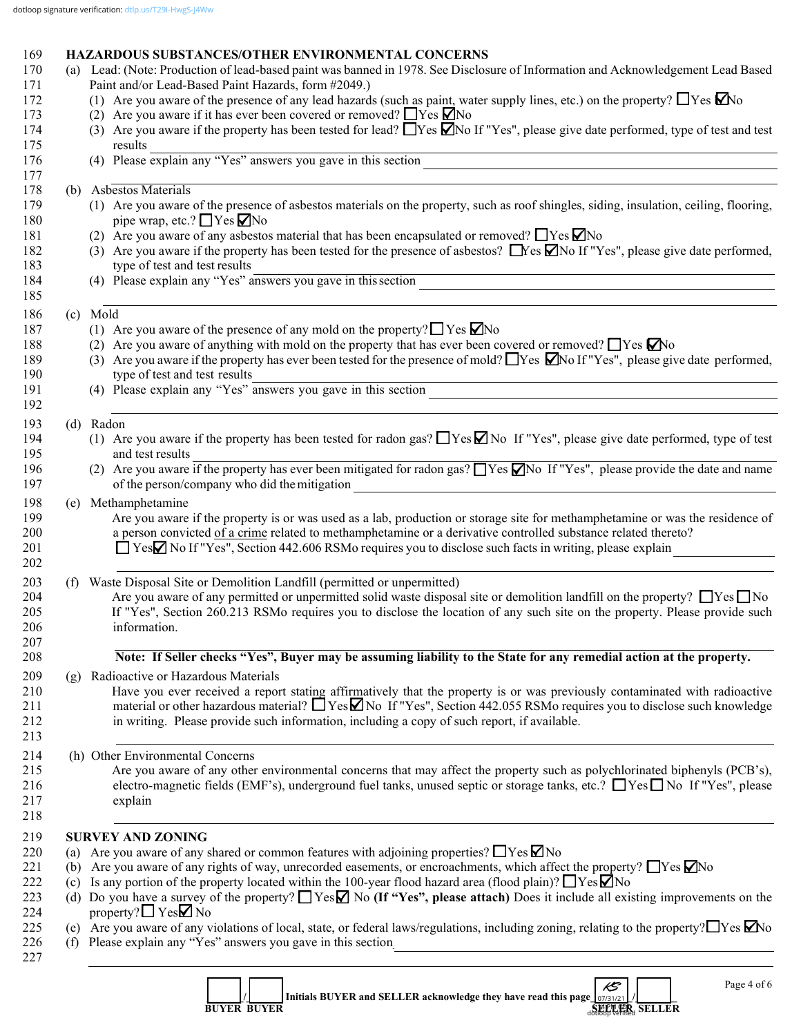dotloop signature verification: dtlp.us/T29I-HwgS-J4Ww

## HAZARDOUS SUBSTANCES/OTHER ENVIRONMENTAL CONCERNS

(a) Lead: (Note: Production of lead-based paint was banned in 1978. See Disclosure of Information and Acknowledgement Lead Based Paint and/or Lead-Based Paint Hazards, form #2049.)

(1) Are you aware of the presence of any lead hazards (such as paint, water supply lines, etc.) on the property? ☐ Yes ☑ No

(2) Are you aware if it has ever been covered or removed? ☐ Yes ☑ No

(3) Are you aware if the property has been tested for lead? ☐ Yes ☑ No If "Yes", please give date performed, type of test and test results \_\_\_\_\_\_\_\_\_\_

(4) Please explain any "Yes" answers you gave in this section \_\_\_\_\_\_\_\_\_\_

(b) Asbestos Materials

(1) Are you aware of the presence of asbestos materials on the property, such as roof shingles, siding, insulation, ceiling, flooring, pipe wrap, etc.? ☐ Yes ☑ No

(2) Are you aware of any asbestos material that has been encapsulated or removed? ☐ Yes ☑ No

(3) Are you aware if the property has been tested for the presence of asbestos? ☐ Yes ☑ No If "Yes", please give date performed, type of test and test results \_\_\_\_\_\_\_\_\_\_

(4) Please explain any "Yes" answers you gave in this section \_\_\_\_\_\_\_\_\_\_

(c) Mold

(1) Are you aware of the presence of any mold on the property? ☐ Yes ☑ No

(2) Are you aware of anything with mold on the property that has ever been covered or removed? ☐ Yes ☑ No

(3) Are you aware if the property has ever been tested for the presence of mold? ☐ Yes ☑ No If "Yes", please give date performed, type of test and test results \_\_\_\_\_\_\_\_\_\_

(4) Please explain any "Yes" answers you gave in this section \_\_\_\_\_\_\_\_\_\_

(d) Radon

(1) Are you aware if the property has been tested for radon gas? ☐ Yes ☑ No If "Yes", please give date performed, type of test and test results \_\_\_\_\_\_\_\_\_\_

(2) Are you aware if the property has ever been mitigated for radon gas? ☐ Yes ☑ No If "Yes", please provide the date and name of the person/company who did the mitigation \_\_\_\_\_\_\_\_\_\_

(e) Methamphetamine

Are you aware if the property is or was used as a lab, production or storage site for methamphetamine or was the residence of a person convicted of a crime related to methamphetamine or a derivative controlled substance related thereto?

☐ Yes ☑ No If "Yes", Section 442.606 RSMo requires you to disclose such facts in writing, please explain \_\_\_\_\_\_\_\_\_\_

(f) Waste Disposal Site or Demolition Landfill (permitted or unpermitted)

Are you aware of any permitted or unpermitted solid waste disposal site or demolition landfill on the property? ☐ Yes ☐ No If "Yes", Section 260.213 RSMo requires you to disclose the location of any such site on the property. Please provide such information. \_\_\_\_\_\_\_\_\_\_

**Note: If Seller checks "Yes", Buyer may be assuming liability to the State for any remedial action at the property.**

(g) Radioactive or Hazardous Materials

Have you ever received a report stating affirmatively that the property is or was previously contaminated with radioactive material or other hazardous material? ☐ Yes ☑ No If "Yes", Section 442.055 RSMo requires you to disclose such knowledge in writing. Please provide such information, including a copy of such report, if available. \_\_\_\_\_\_\_\_\_\_

(h) Other Environmental Concerns

Are you aware of any other environmental concerns that may affect the property such as polychlorinated biphenyls (PCB's), electro-magnetic fields (EMF's), underground fuel tanks, unused septic or storage tanks, etc.? ☐ Yes ☐ No If "Yes", please explain \_\_\_\_\_\_\_\_\_\_

## SURVEY AND ZONING

(a) Are you aware of any shared or common features with adjoining properties? ☐ Yes ☑ No

(b) Are you aware of any rights of way, unrecorded easements, or encroachments, which affect the property? ☐ Yes ☑ No

(c) Is any portion of the property located within the 100-year flood hazard area (flood plain)? ☐ Yes ☑ No

(d) Do you have a survey of the property? ☐ Yes ☑ No **(If "Yes", please attach)** Does it include all existing improvements on the property? ☐ Yes ☑ No

(e) Are you aware of any violations of local, state, or federal laws/regulations, including zoning, relating to the property? ☐ Yes ☑ No

(f) Please explain any "Yes" answers you gave in this section \_\_\_\_\_\_\_\_\_\_

\_\_\_\_ / \_\_\_\_ **Initials BUYER and SELLER acknowledge they have read this page** KS 07/31/21 (dotloop verified) / \_\_\_\_

BUYER BUYER SELLER SELLER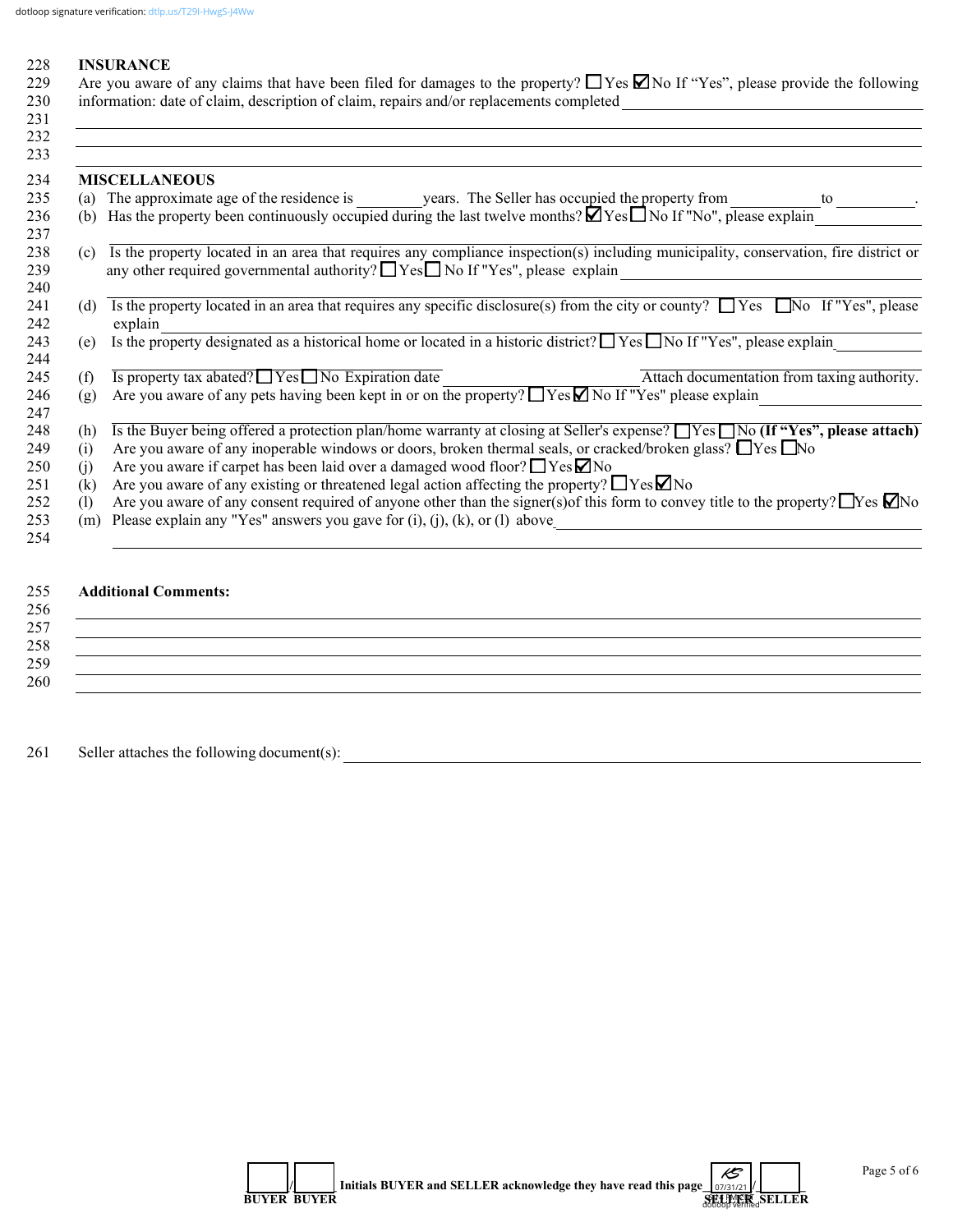dotloop signature verification: dtlp.us/T29I-HwgS-J4Ww

228 **INSURANCE**

229 Are you aware of any claims that have been filed for damages to the property? ☐ Yes ☑ No If "Yes", please provide the following
230 information: date of claim, description of claim, repairs and/or replacements completed \_\_\_\_\_\_\_\_\_\_\_\_\_\_\_\_\_\_\_\_
231
232
233

234 **MISCELLANEOUS**

235 (a) The approximate age of the residence is \_\_\_\_\_\_\_\_ years. The Seller has occupied the property from \_\_\_\_\_\_\_\_\_\_ to \_\_\_\_\_\_\_\_\_\_.
236 (b) Has the property been continuously occupied during the last twelve months? ☑ Yes ☐ No If "No", please explain \_\_\_\_\_\_\_\_\_\_
237
238 (c) Is the property located in an area that requires any compliance inspection(s) including municipality, conservation, fire district or
239 any other required governmental authority? ☐ Yes ☐ No If "Yes", please explain \_\_\_\_\_\_\_\_\_\_
240
241 (d) Is the property located in an area that requires any specific disclosure(s) from the city or county? ☐ Yes ☐ No If "Yes", please
242 explain \_\_\_\_\_\_\_\_\_\_
243 (e) Is the property designated as a historical home or located in a historic district? ☐ Yes ☐ No If "Yes", please explain \_\_\_\_\_\_\_\_\_\_
244
245 (f) Is property tax abated? ☐ Yes ☐ No Expiration date \_\_\_\_\_\_\_\_\_\_ Attach documentation from taxing authority.
246 (g) Are you aware of any pets having been kept in or on the property? ☐ Yes ☑ No If "Yes" please explain \_\_\_\_\_\_\_\_\_\_
247
248 (h) Is the Buyer being offered a protection plan/home warranty at closing at Seller's expense? ☐ Yes ☐ No **(If "Yes", please attach)**
249 (i) Are you aware of any inoperable windows or doors, broken thermal seals, or cracked/broken glass? ☐ Yes ☐ No
250 (j) Are you aware if carpet has been laid over a damaged wood floor? ☐ Yes ☑ No
251 (k) Are you aware of any existing or threatened legal action affecting the property? ☐ Yes ☑ No
252 (l) Are you aware of any consent required of anyone other than the signer(s) of this form to convey title to the property? ☐ Yes ☑ No
253 (m) Please explain any "Yes" answers you gave for (i), (j), (k), or (l) above \_\_\_\_\_\_\_\_\_\_
254

255 **Additional Comments:**

256
257
258
259
260

261 Seller attaches the following document(s): \_\_\_\_\_\_\_\_\_\_\_\_\_\_\_\_\_\_\_\_

\_\_\_\_\_ / \_\_\_\_\_ **Initials BUYER and SELLER acknowledge they have read this page** KS 07/31/21 dotloop verified / \_\_\_\_\_

**BUYER BUYER** **SELLER SELLER**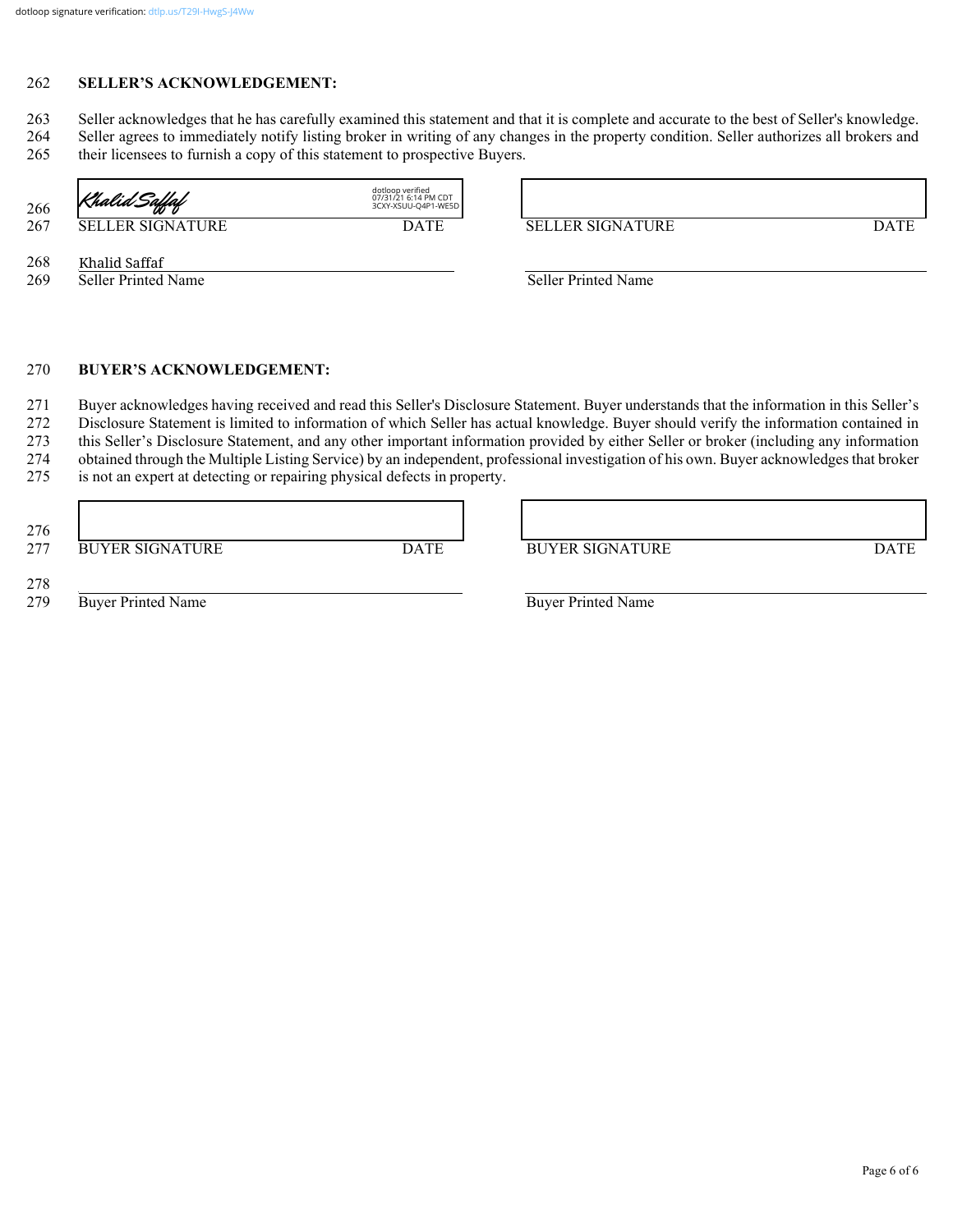dotloop signature verification: dtlp.us/T29I-HwgS-J4Ww

262 **SELLER'S ACKNOWLEDGEMENT:**

263 Seller acknowledges that he has carefully examined this statement and that it is complete and accurate to the best of Seller's knowledge.
264 Seller agrees to immediately notify listing broker in writing of any changes in the property condition. Seller authorizes all brokers and
265 their licensees to furnish a copy of this statement to prospective Buyers.

266 Khalid Saffaf — dotloop verified 07/31/21 6:14 PM CDT 3CXY-XSUU-Q4P1-WE5D

267 SELLER SIGNATURE DATE SELLER SIGNATURE DATE

268 Khalid Saffaf

269 Seller Printed Name Seller Printed Name

270 **BUYER'S ACKNOWLEDGEMENT:**

271 Buyer acknowledges having received and read this Seller's Disclosure Statement. Buyer understands that the information in this Seller's
272 Disclosure Statement is limited to information of which Seller has actual knowledge. Buyer should verify the information contained in
273 this Seller's Disclosure Statement, and any other important information provided by either Seller or broker (including any information
274 obtained through the Multiple Listing Service) by an independent, professional investigation of his own. Buyer acknowledges that broker
275 is not an expert at detecting or repairing physical defects in property.

276

277 BUYER SIGNATURE DATE BUYER SIGNATURE DATE

278

279 Buyer Printed Name Buyer Printed Name